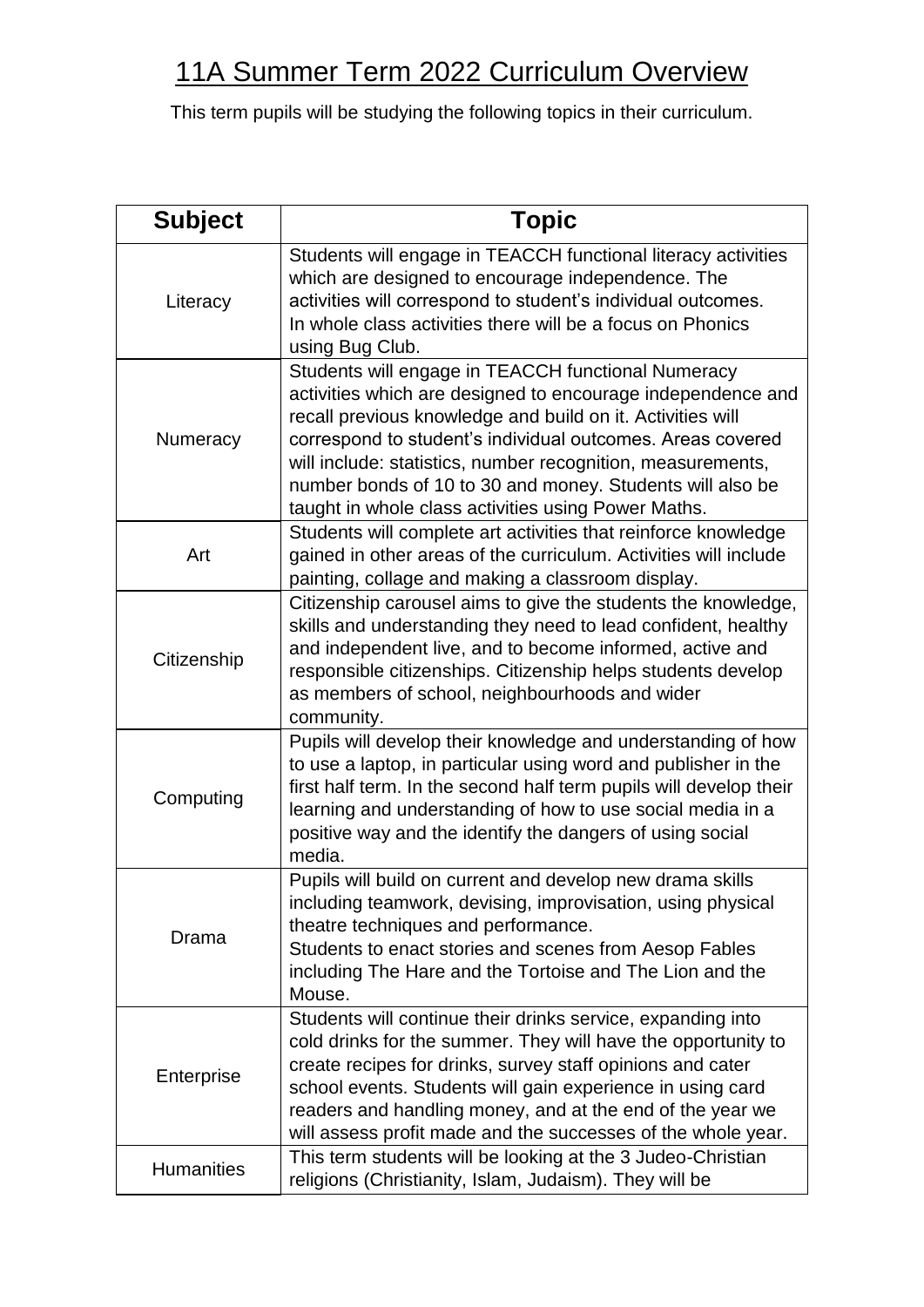# 11A Summer Term 2022 Curriculum Overview

This term pupils will be studying the following topics in their curriculum.

| Subject | Topic |
|---|---|
| Literacy | Students will engage in TEACCH functional literacy activities which are designed to encourage independence. The activities will correspond to student's individual outcomes. In whole class activities there will be a focus on Phonics using Bug Club. |
| Numeracy | Students will engage in TEACCH functional Numeracy activities which are designed to encourage independence and recall previous knowledge and build on it. Activities will correspond to student's individual outcomes. Areas covered will include: statistics, number recognition, measurements, number bonds of 10 to 30 and money. Students will also be taught in whole class activities using Power Maths. |
| Art | Students will complete art activities that reinforce knowledge gained in other areas of the curriculum. Activities will include painting, collage and making a classroom display. |
| Citizenship | Citizenship carousel aims to give the students the knowledge, skills and understanding they need to lead confident, healthy and independent live, and to become informed, active and responsible citizenships. Citizenship helps students develop as members of school, neighbourhoods and wider community. |
| Computing | Pupils will develop their knowledge and understanding of how to use a laptop, in particular using word and publisher in the first half term. In the second half term pupils will develop their learning and understanding of how to use social media in a positive way and the identify the dangers of using social media. |
| Drama | Pupils will build on current and develop new drama skills including teamwork, devising, improvisation, using physical theatre techniques and performance. Students to enact stories and scenes from Aesop Fables including The Hare and the Tortoise and The Lion and the Mouse. |
| Enterprise | Students will continue their drinks service, expanding into cold drinks for the summer. They will have the opportunity to create recipes for drinks, survey staff opinions and cater school events. Students will gain experience in using card readers and handling money, and at the end of the year we will assess profit made and the successes of the whole year. |
| Humanities | This term students will be looking at the 3 Judeo-Christian religions (Christianity, Islam, Judaism). They will be |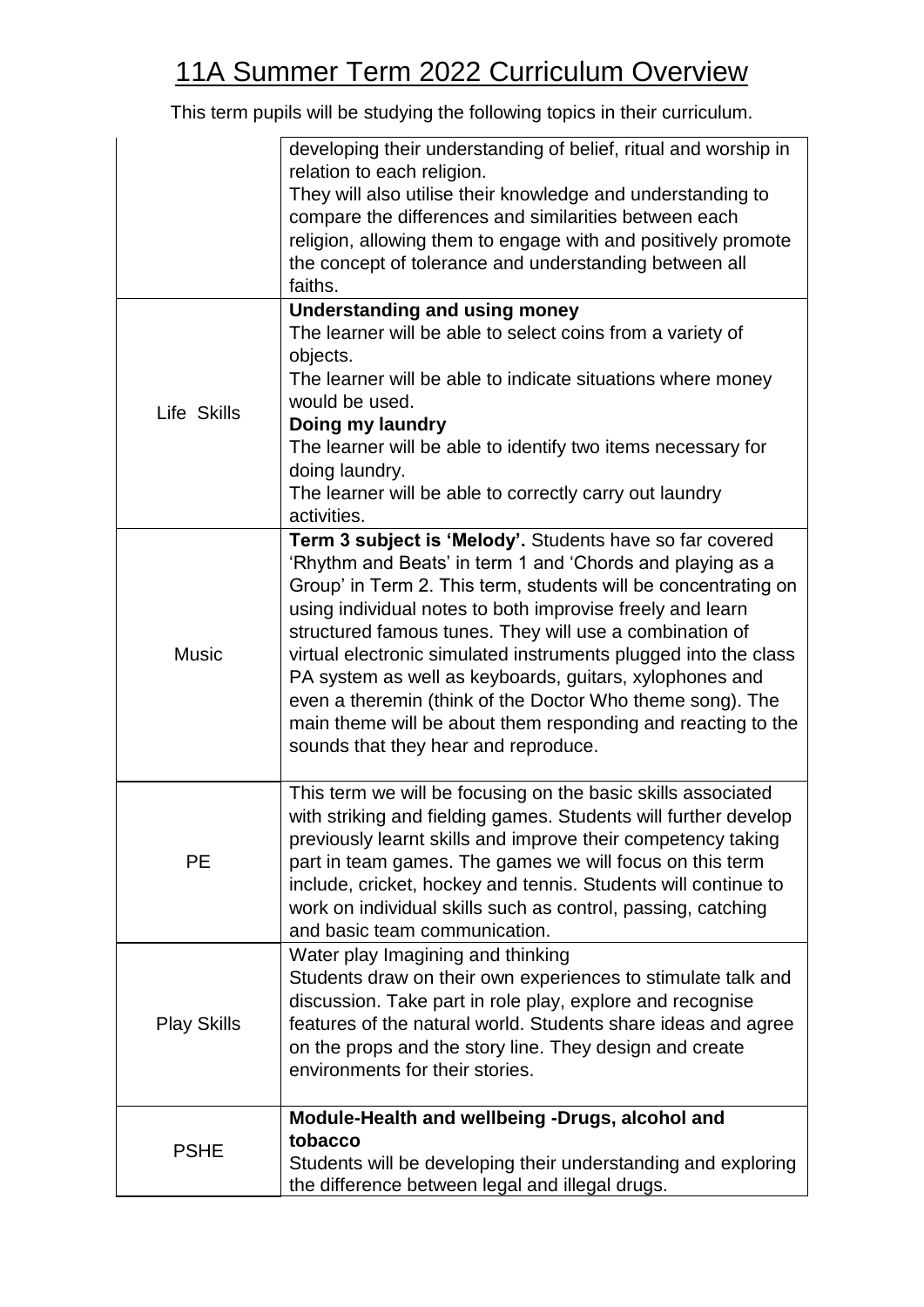# 11A Summer Term 2022 Curriculum Overview

This term pupils will be studying the following topics in their curriculum.

| | |
|---|---|
| | developing their understanding of belief, ritual and worship in relation to each religion.<br>They will also utilise their knowledge and understanding to compare the differences and similarities between each religion, allowing them to engage with and positively promote the concept of tolerance and understanding between all faiths. |
| Life Skills | **Understanding and using money**<br>The learner will be able to select coins from a variety of objects.<br>The learner will be able to indicate situations where money would be used.<br>**Doing my laundry**<br>The learner will be able to identify two items necessary for doing laundry.<br>The learner will be able to correctly carry out laundry activities. |
| Music | **Term 3 subject is 'Melody'.** Students have so far covered 'Rhythm and Beats' in term 1 and 'Chords and playing as a Group' in Term 2. This term, students will be concentrating on using individual notes to both improvise freely and learn structured famous tunes. They will use a combination of virtual electronic simulated instruments plugged into the class PA system as well as keyboards, guitars, xylophones and even a theremin (think of the Doctor Who theme song). The main theme will be about them responding and reacting to the sounds that they hear and reproduce. |
| PE | This term we will be focusing on the basic skills associated with striking and fielding games. Students will further develop previously learnt skills and improve their competency taking part in team games. The games we will focus on this term include, cricket, hockey and tennis. Students will continue to work on individual skills such as control, passing, catching and basic team communication. |
| Play Skills | Water play Imagining and thinking<br>Students draw on their own experiences to stimulate talk and discussion. Take part in role play, explore and recognise features of the natural world. Students share ideas and agree on the props and the story line. They design and create environments for their stories. |
| PSHE | **Module-Health and wellbeing -Drugs, alcohol and tobacco**<br>Students will be developing their understanding and exploring the difference between legal and illegal drugs. |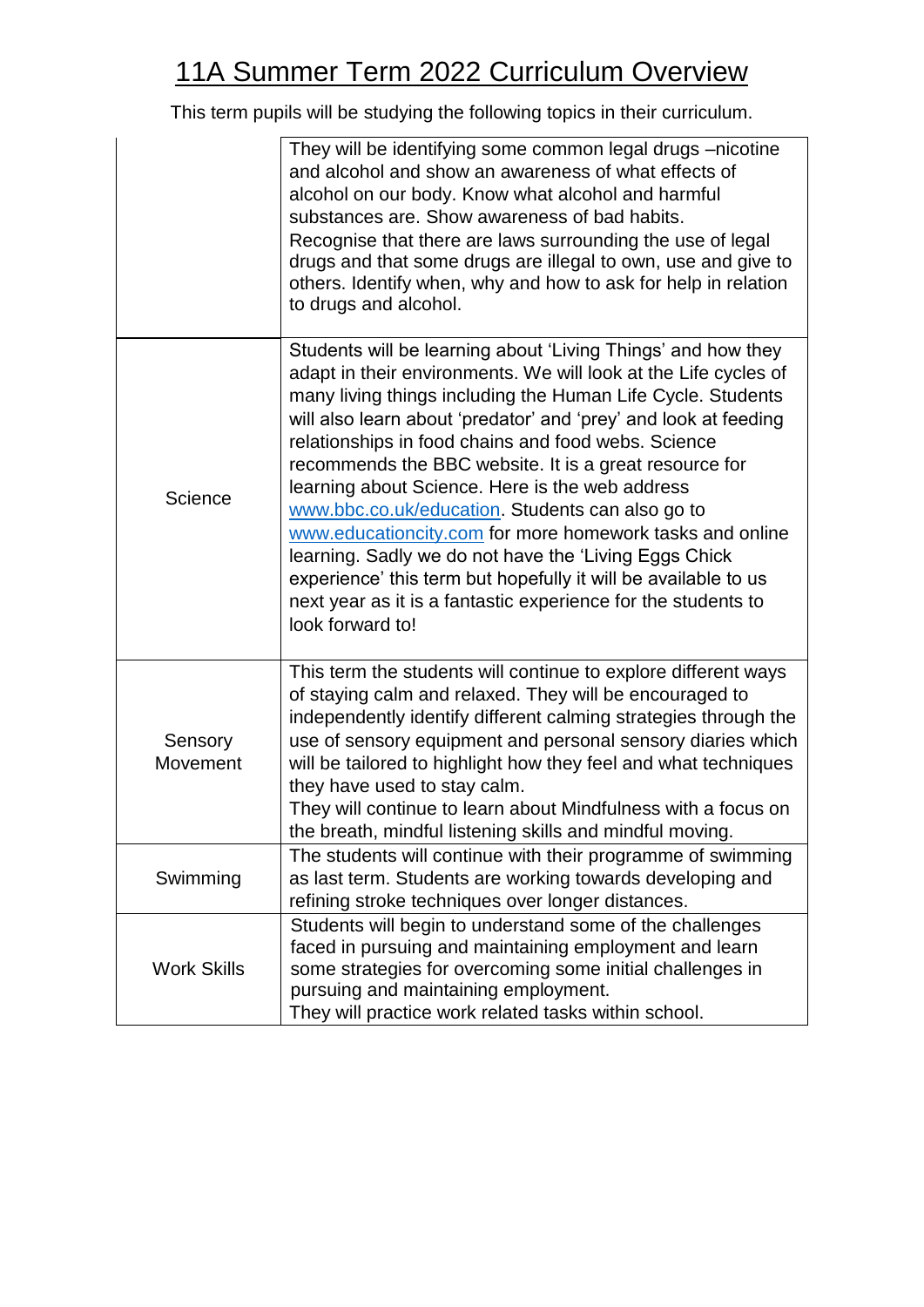# 11A Summer Term 2022 Curriculum Overview

This term pupils will be studying the following topics in their curriculum.

| | |
|---|---|
| | They will be identifying some common legal drugs –nicotine and alcohol and show an awareness of what effects of alcohol on our body. Know what alcohol and harmful substances are. Show awareness of bad habits. Recognise that there are laws surrounding the use of legal drugs and that some drugs are illegal to own, use and give to others. Identify when, why and how to ask for help in relation to drugs and alcohol. |
| Science | Students will be learning about 'Living Things' and how they adapt in their environments. We will look at the Life cycles of many living things including the Human Life Cycle. Students will also learn about 'predator' and 'prey' and look at feeding relationships in food chains and food webs. Science recommends the BBC website. It is a great resource for learning about Science. Here is the web address www.bbc.co.uk/education. Students can also go to www.educationcity.com for more homework tasks and online learning. Sadly we do not have the 'Living Eggs Chick experience' this term but hopefully it will be available to us next year as it is a fantastic experience for the students to look forward to! |
| Sensory Movement | This term the students will continue to explore different ways of staying calm and relaxed. They will be encouraged to independently identify different calming strategies through the use of sensory equipment and personal sensory diaries which will be tailored to highlight how they feel and what techniques they have used to stay calm. They will continue to learn about Mindfulness with a focus on the breath, mindful listening skills and mindful moving. |
| Swimming | The students will continue with their programme of swimming as last term. Students are working towards developing and refining stroke techniques over longer distances. |
| Work Skills | Students will begin to understand some of the challenges faced in pursuing and maintaining employment and learn some strategies for overcoming some initial challenges in pursuing and maintaining employment. They will practice work related tasks within school. |